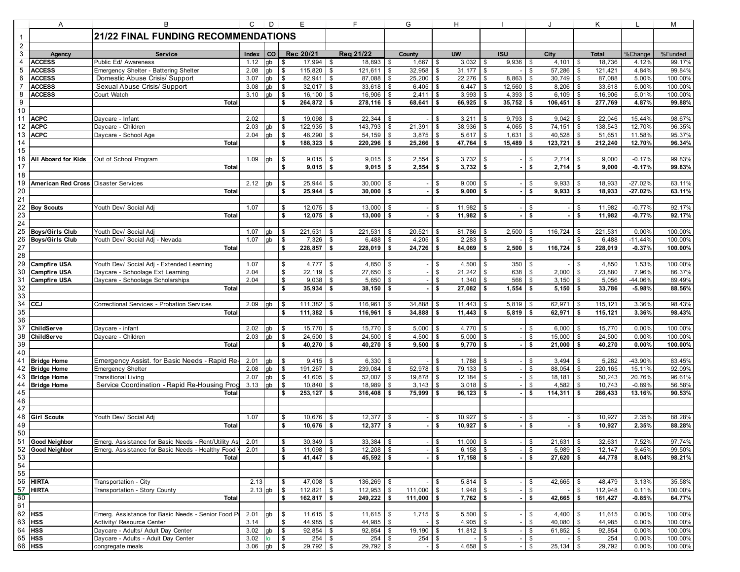# 21/22 FINAL FUNDING RECOMMENDATIONS

| Agency | Service | Index | CO | Rec 20/21 | Req 21/22 | County | UW | ISU | City | Total | %Change | %Funded |
|---|---|---|---|---|---|---|---|---|---|---|---|---|
| ACCESS | Public Ed/ Awareness | 1.12 | gb | $ 17,994 | $ 18,893 | $ 1,667 | $ 3,032 | $ 9,936 | $ 4,101 | $ 18,736 | 4.12% | 99.17% |
| ACCESS | Emergency Shelter - Battering Shelter | 2.08 | gb | $ 115,820 | $ 121,611 | $ 32,958 | $ 31,177 | $ - | $ 57,286 | $ 121,421 | 4.84% | 99.84% |
| ACCESS | Domestic Abuse Crisis/ Support | 3.07 | gb | $ 82,941 | $ 87,088 | $ 25,200 | $ 22,276 | $ 8,863 | $ 30,749 | $ 87,088 | 5.00% | 100.00% |
| ACCESS | Sexual Abuse Crisis/ Support | 3.08 | gb | $ 32,017 | $ 33,618 | $ 6,405 | $ 6,447 | $ 12,560 | $ 8,206 | $ 33,618 | 5.00% | 100.00% |
| ACCESS | Court Watch | 3.10 | gb | $ 16,100 | $ 16,906 | $ 2,411 | $ 3,993 | $ 4,393 | $ 6,109 | $ 16,906 | 5.01% | 100.00% |
| | **Total** | | | **$ 264,872** | **$ 278,116** | **$ 68,641** | **$ 66,925** | **$ 35,752** | **$ 106,451** | **$ 277,769** | **4.87%** | **99.88%** |
| | | | | | | | | | | | | |
| ACPC | Daycare - Infant | 2.02 | | $ 19,098 | $ 22,344 | $ - | $ 3,211 | $ 9,793 | $ 9,042 | $ 22,046 | 15.44% | 98.67% |
| ACPC | Daycare - Children | 2.03 | gb | $ 122,935 | $ 143,793 | $ 21,391 | $ 38,936 | $ 4,065 | $ 74,151 | $ 138,543 | 12.70% | 96.35% |
| ACPC | Daycare - School Age | 2.04 | gb | $ 46,290 | $ 54,159 | $ 3,875 | $ 5,617 | $ 1,631 | $ 40,528 | $ 51,651 | 11.58% | 95.37% |
| | **Total** | | | **$ 188,323** | **$ 220,296** | **$ 25,266** | **$ 47,764** | **$ 15,489** | **$ 123,721** | **$ 212,240** | **12.70%** | **96.34%** |
| | | | | | | | | | | | | |
| All Aboard for Kids | Out of School Program | 1.09 | gb | $ 9,015 | $ 9,015 | $ 2,554 | $ 3,732 | $ - | $ 2,714 | $ 9,000 | -0.17% | 99.83% |
| | **Total** | | | **$ 9,015** | **$ 9,015** | **$ 2,554** | **$ 3,732** | **$ -** | **$ 2,714** | **$ 9,000** | **-0.17%** | **99.83%** |
| | | | | | | | | | | | | |
| American Red Cross | Disaster Services | 2.12 | gb | $ 25,944 | $ 30,000 | $ - | $ 9,000 | $ - | $ 9,933 | $ 18,933 | -27.02% | 63.11% |
| | **Total** | | | **$ 25,944** | **$ 30,000** | **$ -** | **$ 9,000** | **$ -** | **$ 9,933** | **$ 18,933** | **-27.02%** | **63.11%** |
| | | | | | | | | | | | | |
| Boy Scouts | Youth Dev/ Social Adj | 1.07 | | $ 12,075 | $ 13,000 | $ - | $ 11,982 | $ - | $ - | $ 11,982 | -0.77% | 92.17% |
| | **Total** | | | **$ 12,075** | **$ 13,000** | **$ -** | **$ 11,982** | **$ -** | **$ -** | **$ 11,982** | **-0.77%** | **92.17%** |
| | | | | | | | | | | | | |
| Boys/Girls Club | Youth Dev/ Social Adj | 1.07 | gb | $ 221,531 | $ 221,531 | $ 20,521 | $ 81,786 | $ 2,500 | $ 116,724 | $ 221,531 | 0.00% | 100.00% |
| Boys/Girls Club | Youth Dev/ Social Adj - Nevada | 1.07 | gb | $ 7,326 | $ 6,488 | $ 4,205 | $ 2,283 | $ - | $ - | $ 6,488 | -11.44% | 100.00% |
| | **Total** | | | **$ 228,857** | **$ 228,019** | **$ 24,726** | **$ 84,069** | **$ 2,500** | **$ 116,724** | **$ 228,019** | **-0.37%** | **100.00%** |
| | | | | | | | | | | | | |
| Campfire USA | Youth Dev/ Social Adj - Extended Learning | 1.07 | | $ 4,777 | $ 4,850 | $ - | $ 4,500 | $ 350 | $ - | $ 4,850 | 1.53% | 100.00% |
| Campfire USA | Daycare - Schoolage Ext Learning | 2.04 | | $ 22,119 | $ 27,650 | $ - | $ 21,242 | $ 638 | $ 2,000 | $ 23,880 | 7.96% | 86.37% |
| Campfire USA | Daycare - Schoolage Scholarships | 2.04 | | $ 9,038 | $ 5,650 | $ - | $ 1,340 | $ 566 | $ 3,150 | $ 5,056 | -44.06% | 89.49% |
| | **Total** | | | **$ 35,934** | **$ 38,150** | **$ -** | **$ 27,082** | **$ 1,554** | **$ 5,150** | **$ 33,786** | **-5.98%** | **88.56%** |
| | | | | | | | | | | | | |
| CCJ | Correctional Services - Probation Services | 2.09 | gb | $ 111,382 | $ 116,961 | $ 34,888 | $ 11,443 | $ 5,819 | $ 62,971 | $ 115,121 | 3.36% | 98.43% |
| | **Total** | | | **$ 111,382** | **$ 116,961** | **$ 34,888** | **$ 11,443** | **$ 5,819** | **$ 62,971** | **$ 115,121** | **3.36%** | **98.43%** |
| | | | | | | | | | | | | |
| ChildServe | Daycare - infant | 2.02 | gb | $ 15,770 | $ 15,770 | $ 5,000 | $ 4,770 | $ - | $ 6,000 | $ 15,770 | 0.00% | 100.00% |
| ChildServe | Daycare - Children | 2.03 | gb | $ 24,500 | $ 24,500 | $ 4,500 | $ 5,000 | $ - | $ 15,000 | $ 24,500 | 0.00% | 100.00% |
| | **Total** | | | **$ 40,270** | **$ 40,270** | **$ 9,500** | **$ 9,770** | **$ -** | **$ 21,000** | **$ 40,270** | **0.00%** | **100.00%** |
| | | | | | | | | | | | | |
| Bridge Home | Emergency Assist. for Basic Needs - Rapid Re- | 2.01 | gb | $ 9,415 | $ 6,330 | $ - | $ 1,788 | $ - | $ 3,494 | $ 5,282 | -43.90% | 83.45% |
| Bridge Home | Emergency Shelter | 2.08 | gb | $ 191,267 | $ 239,084 | $ 52,978 | $ 79,133 | $ - | $ 88,054 | $ 220,165 | 15.11% | 92.09% |
| Bridge Home | Transitional Living | 2.07 | gb | $ 41,605 | $ 52,007 | $ 19,878 | $ 12,184 | $ - | $ 18,181 | $ 50,243 | 20.76% | 96.61% |
| Bridge Home | Service Coordination - Rapid Re-Housing Prog | 3.13 | gb | $ 10,840 | $ 18,989 | $ 3,143 | $ 3,018 | $ - | $ 4,582 | $ 10,743 | -0.89% | 56.58% |
| | **Total** | | | **$ 253,127** | **$ 316,408** | **$ 75,999** | **$ 96,123** | **$ -** | **$ 114,311** | **$ 286,433** | **13.16%** | **90.53%** |
| | | | | | | | | | | | | |
| | | | | | | | | | | | | |
| Girl Scouts | Youth Dev/ Social Adj | 1.07 | | $ 10,676 | $ 12,377 | $ - | $ 10,927 | $ - | $ - | $ 10,927 | 2.35% | 88.28% |
| | **Total** | | | **$ 10,676** | **$ 12,377** | **$ -** | **$ 10,927** | **$ -** | **$ -** | **$ 10,927** | **2.35%** | **88.28%** |
| | | | | | | | | | | | | |
| Good Neighbor | Emerg. Assistance for Basic Needs - Rent/Utility As | 2.01 | | $ 30,349 | $ 33,384 | $ - | $ 11,000 | $ - | $ 21,631 | $ 32,631 | 7.52% | 97.74% |
| Good Neighbor | Emerg. Assistance for Basic Needs - Healthy Food V | 2.01 | | $ 11,098 | $ 12,208 | $ - | $ 6,158 | $ - | $ 5,989 | $ 12,147 | 9.45% | 99.50% |
| | **Total** | | | **$ 41,447** | **$ 45,592** | **$ -** | **$ 17,158** | **$ -** | **$ 27,620** | **$ 44,778** | **8.04%** | **98.21%** |
| | | | | | | | | | | | | |
| | | | | | | | | | | | | |
| HIRTA | Transportation - City | 2.13 | | $ 47,008 | $ 136,269 | $ - | $ 5,814 | $ - | $ 42,665 | $ 48,479 | 3.13% | 35.58% |
| HIRTA | Transportation - Story County | 2.13 | gb | $ 112,821 | $ 112,953 | $ 111,000 | $ 1,948 | $ - | $ - | $ 112,948 | 0.11% | 100.00% |
| | **Total** | | | **$ 162,817** | **$ 249,222** | **$ 111,000** | **$ 7,762** | **$ -** | **$ 42,665** | **$ 161,427** | **-0.85%** | **64.77%** |
| | | | | | | | | | | | | |
| HSS | Emerg. Assistance for Basic Needs - Senior Food Pr | 2.01 | gb | $ 11,615 | $ 11,615 | $ 1,715 | $ 5,500 | $ - | $ 4,400 | $ 11,615 | 0.00% | 100.00% |
| HSS | Activity/ Resource Center | 3.14 | | $ 44,985 | $ 44,985 | $ - | $ 4,905 | $ - | $ 40,080 | $ 44,985 | 0.00% | 100.00% |
| HSS | Daycare - Adults/ Adult Day Center | 3.02 | gb | $ 92,854 | $ 92,854 | $ 19,190 | $ 11,812 | $ - | $ 61,852 | $ 92,854 | 0.00% | 100.00% |
| HSS | Daycare - Adults - Adult Day Center | 3.02 | lo | $ 254 | $ 254 | $ 254 | $ - | $ - | $ - | $ 254 | 0.00% | 100.00% |
| HSS | congregate meals | 3.06 | gb | $ 29,792 | $ 29,792 | $ - | $ 4,658 | $ - | $ 25,134 | $ 29,792 | 0.00% | 100.00% |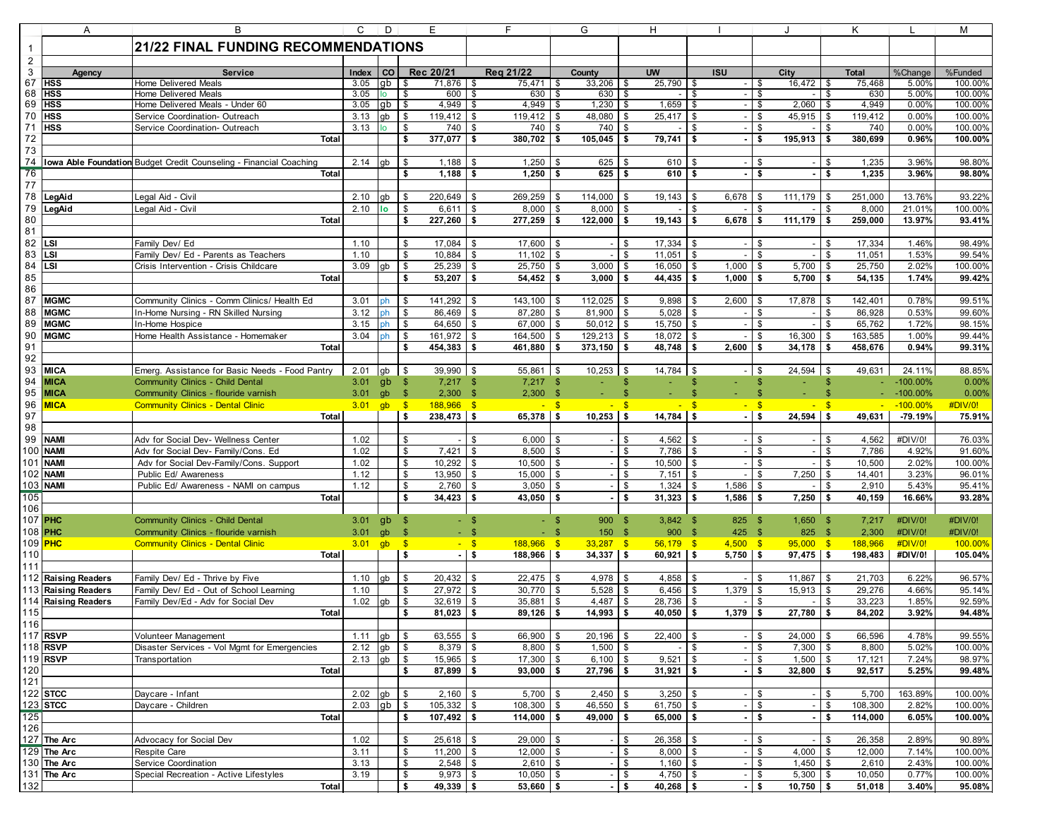# 21/22 FINAL FUNDING RECOMMENDATIONS

| Agency | Service | Index | CO | Rec 20/21 | Req 21/22 | County | UW | ISU | City | Total | %Change | %Funded |
|---|---|---|---|---|---|---|---|---|---|---|---|---|
| HSS | Home Delivered Meals | 3.05 | gb | $ 71,876 | $ 75,471 | $ 33,206 | $ 25,790 | $ - | $ 16,472 | $ 75,468 | 5.00% | 100.00% |
| HSS | Home Delivered Meals | 3.05 | lo | $ 600 | $ 630 | $ 630 | $ - | $ - | $ - | $ 630 | 5.00% | 100.00% |
| HSS | Home Delivered Meals - Under 60 | 3.05 | gb | $ 4,949 | $ 4,949 | $ 1,230 | $ 1,659 | $ - | $ 2,060 | $ 4,949 | 0.00% | 100.00% |
| HSS | Service Coordination- Outreach | 3.13 | gb | $ 119,412 | $ 119,412 | $ 48,080 | $ 25,417 | $ - | $ 45,915 | $ 119,412 | 0.00% | 100.00% |
| HSS | Service Coordination- Outreach | 3.13 | lo | $ 740 | $ 740 | $ 740 | $ - | $ - | $ - | $ 740 | 0.00% | 100.00% |
| | **Total** | | | **$ 377,077** | **$ 380,702** | **$ 105,045** | **$ 79,741** | **$ -** | **$ 195,913** | **$ 380,699** | **0.96%** | **100.00%** |
| | | | | | | | | | | | | |
| Iowa Able Foundation | Budget Credit Counseling - Financial Coaching | 2.14 | gb | $ 1,188 | $ 1,250 | $ 625 | $ 610 | $ - | $ - | $ 1,235 | 3.96% | 98.80% |
| | **Total** | | | **$ 1,188** | **$ 1,250** | **$ 625** | **$ 610** | **$ -** | **$ -** | **$ 1,235** | **3.96%** | **98.80%** |
| | | | | | | | | | | | | |
| LegAid | Legal Aid - Civil | 2.10 | gb | $ 220,649 | $ 269,259 | $ 114,000 | $ 19,143 | $ 6,678 | $ 111,179 | $ 251,000 | 13.76% | 93.22% |
| LegAid | Legal Aid - Civil | 2.10 | lo | $ 6,611 | $ 8,000 | $ 8,000 | $ - | $ - | $ - | $ 8,000 | 21.01% | 100.00% |
| | **Total** | | | **$ 227,260** | **$ 277,259** | **$ 122,000** | **$ 19,143** | **$ 6,678** | **$ 111,179** | **$ 259,000** | **13.97%** | **93.41%** |
| | | | | | | | | | | | | |
| LSI | Family Dev/ Ed | 1.10 | | $ 17,084 | $ 17,600 | $ - | $ 17,334 | $ - | $ - | $ 17,334 | 1.46% | 98.49% |
| LSI | Family Dev/ Ed - Parents as Teachers | 1.10 | | $ 10,884 | $ 11,102 | $ - | $ 11,051 | $ - | $ - | $ 11,051 | 1.53% | 99.54% |
| LSI | Crisis Intervention - Crisis Childcare | 3.09 | gb | $ 25,239 | $ 25,750 | $ 3,000 | $ 16,050 | $ 1,000 | $ 5,700 | $ 25,750 | 2.02% | 100.00% |
| | **Total** | | | **$ 53,207** | **$ 54,452** | **$ 3,000** | **$ 44,435** | **$ 1,000** | **$ 5,700** | **$ 54,135** | **1.74%** | **99.42%** |
| | | | | | | | | | | | | |
| MGMC | Community Clinics - Comm Clinics/ Health Ed | 3.01 | ph | $ 141,292 | $ 143,100 | $ 112,025 | $ 9,898 | $ 2,600 | $ 17,878 | $ 142,401 | 0.78% | 99.51% |
| MGMC | In-Home Nursing - RN Skilled Nursing | 3.12 | ph | $ 86,469 | $ 87,280 | $ 81,900 | $ 5,028 | $ - | $ - | $ 86,928 | 0.53% | 99.60% |
| MGMC | In-Home Hospice | 3.15 | ph | $ 64,650 | $ 67,000 | $ 50,012 | $ 15,750 | $ - | $ - | $ 65,762 | 1.72% | 98.15% |
| MGMC | Home Health Assistance - Homemaker | 3.04 | ph | $ 161,972 | $ 164,500 | $ 129,213 | $ 18,072 | $ - | $ 16,300 | $ 163,585 | 1.00% | 99.44% |
| | **Total** | | | **$ 454,383** | **$ 461,880** | **$ 373,150** | **$ 48,748** | **$ 2,600** | **$ 34,178** | **$ 458,676** | **0.94%** | **99.31%** |
| | | | | | | | | | | | | |
| MICA | Emerg. Assistance for Basic Needs - Food Pantry | 2.01 | gb | $ 39,990 | $ 55,861 | $ 10,253 | $ 14,784 | $ - | $ 24,594 | $ 49,631 | 24.11% | 88.85% |
| MICA | Community Clinics - Child Dental | 3.01 | gb | $ 7,217 | $ 7,217 | $ - | $ - | $ - | $ - | $ - | -100.00% | 0.00% |
| MICA | Community Clinics - flouride varnish | 3.01 | gb | $ 2,300 | $ 2,300 | $ - | $ - | $ - | $ - | $ - | -100.00% | 0.00% |
| MICA | Community Clinics - Dental Clinic | 3.01 | gb | $ 188,966 | $ - | $ - | $ - | $ - | $ - | $ - | -100.00% | #DIV/0! |
| | **Total** | | | **$ 238,473** | **$ 65,378** | **$ 10,253** | **$ 14,784** | **$ -** | **$ 24,594** | **$ 49,631** | **-79.19%** | **75.91%** |
| | | | | | | | | | | | | |
| NAMI | Adv for Social Dev- Wellness Center | 1.02 | | $ - | $ 6,000 | $ - | $ 4,562 | $ - | $ - | $ 4,562 | #DIV/0! | 76.03% |
| NAMI | Adv for Social Dev- Family/Cons. Ed | 1.02 | | $ 7,421 | $ 8,500 | $ - | $ 7,786 | $ - | $ - | $ 7,786 | 4.92% | 91.60% |
| NAMI | Adv for Social Dev-Family/Cons. Support | 1.02 | | $ 10,292 | $ 10,500 | $ - | $ 10,500 | $ - | $ - | $ 10,500 | 2.02% | 100.00% |
| NAMI | Public Ed/ Awareness | 1.12 | | $ 13,950 | $ 15,000 | $ - | $ 7,151 | $ - | $ 7,250 | $ 14,401 | 3.23% | 96.01% |
| NAMI | Public Ed/ Awareness - NAMI on campus | 1.12 | | $ 2,760 | $ 3,050 | $ - | $ 1,324 | $ 1,586 | $ - | $ 2,910 | 5.43% | 95.41% |
| | **Total** | | | **$ 34,423** | **$ 43,050** | **$ -** | **$ 31,323** | **$ 1,586** | **$ 7,250** | **$ 40,159** | **16.66%** | **93.28%** |
| | | | | | | | | | | | | |
| PHC | Community Clinics - Child Dental | 3.01 | gb | $ - | $ - | $ 900 | $ 3,842 | $ 825 | $ 1,650 | $ 7,217 | #DIV/0! | #DIV/0! |
| PHC | Community Clinics - flouride varnish | 3.01 | gb | $ - | $ - | $ 150 | $ 900 | $ 425 | $ 825 | $ 2,300 | #DIV/0! | #DIV/0! |
| PHC | Community Clinics - Dental Clinic | 3.01 | gb | $ - | $ 188,966 | $ 33,287 | $ 56,179 | $ 4,500 | $ 95,000 | $ 188,966 | #DIV/0! | 100.00% |
| | **Total** | | | **$ -** | **$ 188,966** | **$ 34,337** | **$ 60,921** | **$ 5,750** | **$ 97,475** | **$ 198,483** | **#DIV/0!** | **105.04%** |
| | | | | | | | | | | | | |
| Raising Readers | Family Dev/ Ed - Thrive by Five | 1.10 | gb | $ 20,432 | $ 22,475 | $ 4,978 | $ 4,858 | $ - | $ 11,867 | $ 21,703 | 6.22% | 96.57% |
| Raising Readers | Family Dev/ Ed - Out of School Learning | 1.10 | | $ 27,972 | $ 30,770 | $ 5,528 | $ 6,456 | $ 1,379 | $ 15,913 | $ 29,276 | 4.66% | 95.14% |
| Raising Readers | Family Dev/Ed - Adv for Social Dev | 1.02 | gb | $ 32,619 | $ 35,881 | $ 4,487 | $ 28,736 | $ - | $ - | $ 33,223 | 1.85% | 92.59% |
| | **Total** | | | **$ 81,023** | **$ 89,126** | **$ 14,993** | **$ 40,050** | **$ 1,379** | **$ 27,780** | **$ 84,202** | **3.92%** | **94.48%** |
| | | | | | | | | | | | | |
| RSVP | Volunteer Management | 1.11 | gb | $ 63,555 | $ 66,900 | $ 20,196 | $ 22,400 | $ - | $ 24,000 | $ 66,596 | 4.78% | 99.55% |
| RSVP | Disaster Services - Vol Mgmt for Emergencies | 2.12 | gb | $ 8,379 | $ 8,800 | $ 1,500 | $ - | $ - | $ 7,300 | $ 8,800 | 5.02% | 100.00% |
| RSVP | Transportation | 2.13 | gb | $ 15,965 | $ 17,300 | $ 6,100 | $ 9,521 | $ - | $ 1,500 | $ 17,121 | 7.24% | 98.97% |
| | **Total** | | | **$ 87,899** | **$ 93,000** | **$ 27,796** | **$ 31,921** | **$ -** | **$ 32,800** | **$ 92,517** | **5.25%** | **99.48%** |
| | | | | | | | | | | | | |
| STCC | Daycare - Infant | 2.02 | gb | $ 2,160 | $ 5,700 | $ 2,450 | $ 3,250 | $ - | $ - | $ 5,700 | 163.89% | 100.00% |
| STCC | Daycare - Children | 2.03 | gb | $ 105,332 | $ 108,300 | $ 46,550 | $ 61,750 | $ - | $ - | $ 108,300 | 2.82% | 100.00% |
| | **Total** | | | **$ 107,492** | **$ 114,000** | **$ 49,000** | **$ 65,000** | **$ -** | **$ -** | **$ 114,000** | **6.05%** | **100.00%** |
| | | | | | | | | | | | | |
| The Arc | Advocacy for Social Dev | 1.02 | | $ 25,618 | $ 29,000 | $ - | $ 26,358 | $ - | $ - | $ 26,358 | 2.89% | 90.89% |
| The Arc | Respite Care | 3.11 | | $ 11,200 | $ 12,000 | $ - | $ 8,000 | $ - | $ 4,000 | $ 12,000 | 7.14% | 100.00% |
| The Arc | Service Coordination | 3.13 | | $ 2,548 | $ 2,610 | $ - | $ 1,160 | $ - | $ 1,450 | $ 2,610 | 2.43% | 100.00% |
| The Arc | Special Recreation - Active Lifestyles | 3.19 | | $ 9,973 | $ 10,050 | $ - | $ 4,750 | $ - | $ 5,300 | $ 10,050 | 0.77% | 100.00% |
| | **Total** | | | **$ 49,339** | **$ 53,660** | **$ -** | **$ 40,268** | **$ -** | **$ 10,750** | **$ 51,018** | **3.40%** | **95.08%** |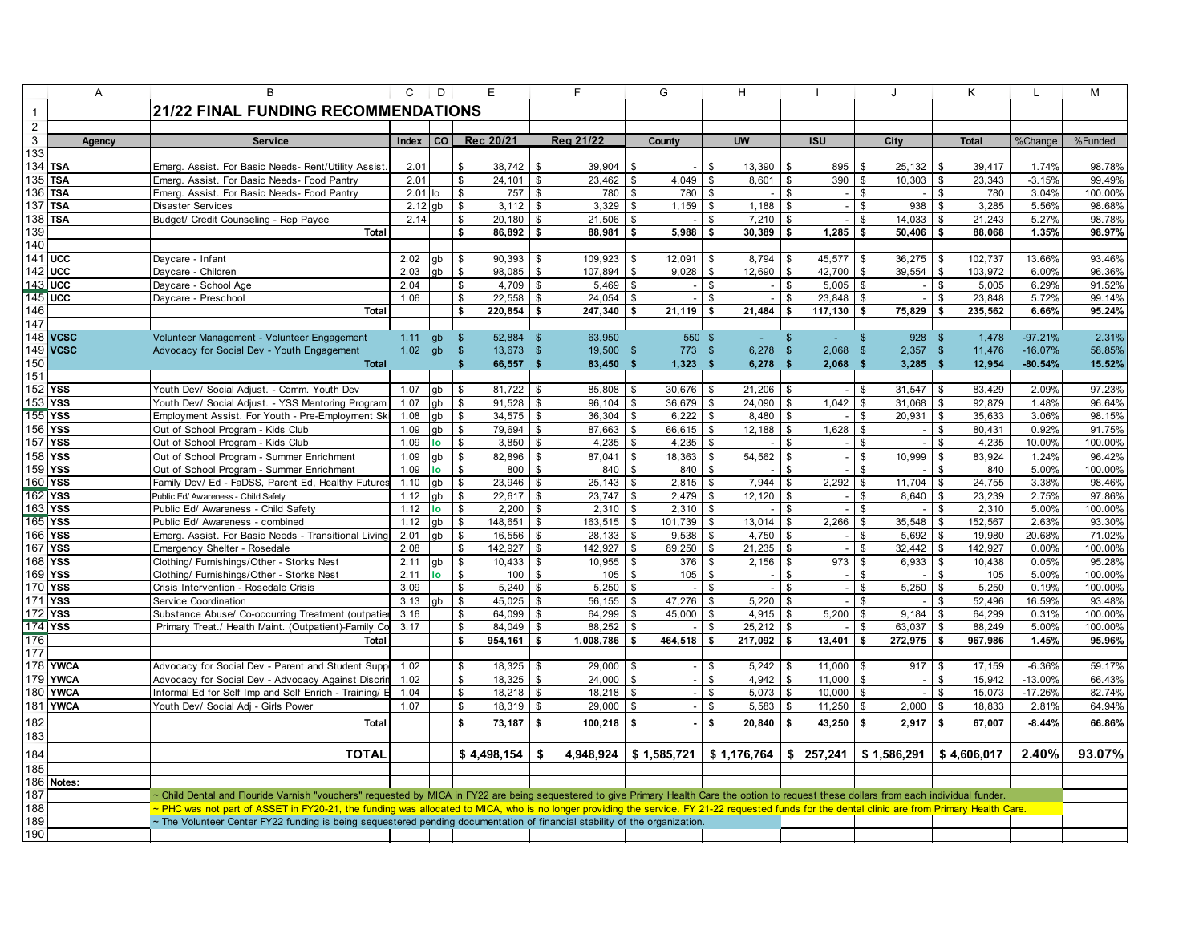# 21/22 FINAL FUNDING RECOMMENDATIONS

| Agency | Service | Index | CO | Rec 20/21 | Req 21/22 | County | UW | ISU | City | Total | %Change | %Funded |
|---|---|---|---|---|---|---|---|---|---|---|---|---|
| TSA | Emerg. Assist. For Basic Needs- Rent/Utility Assist. | 2.01 | | $ 38,742 | $ 39,904 | $ - | $ 13,390 | $ 895 | $ 25,132 | $ 39,417 | 1.74% | 98.78% |
| TSA | Emerg. Assist. For Basic Needs- Food Pantry | 2.01 | | $ 24,101 | $ 23,462 | $ 4,049 | $ 8,601 | $ 390 | $ 10,303 | $ 23,343 | -3.15% | 99.49% |
| TSA | Emerg. Assist. For Basic Needs- Food Pantry | 2.01 | lo | $ 757 | $ 780 | $ 780 | $ - | $ - | $ - | $ 780 | 3.04% | 100.00% |
| TSA | Disaster Services | 2.12 | gb | $ 3,112 | $ 3,329 | $ 1,159 | $ 1,188 | $ - | $ 938 | $ 3,285 | 5.56% | 98.68% |
| TSA | Budget/ Credit Counseling - Rep Payee | 2.14 | | $ 20,180 | $ 21,506 | $ - | $ 7,210 | $ - | $ 14,033 | $ 21,243 | 5.27% | 98.78% |
| | **Total** | | | **$ 86,892** | **$ 88,981** | **$ 5,988** | **$ 30,389** | **$ 1,285** | **$ 50,406** | **$ 88,068** | **1.35%** | **98.97%** |
| UCC | Daycare - Infant | 2.02 | gb | $ 90,393 | $ 109,923 | $ 12,091 | $ 8,794 | $ 45,577 | $ 36,275 | $ 102,737 | 13.66% | 93.46% |
| UCC | Daycare - Children | 2.03 | gb | $ 98,085 | $ 107,894 | $ 9,028 | $ 12,690 | $ 42,700 | $ 39,554 | $ 103,972 | 6.00% | 96.36% |
| UCC | Daycare - School Age | 2.04 | | $ 4,709 | $ 5,469 | $ - | $ - | $ 5,005 | $ - | $ 5,005 | 6.29% | 91.52% |
| UCC | Daycare - Preschool | 1.06 | | $ 22,558 | $ 24,054 | $ - | $ - | $ 23,848 | $ - | $ 23,848 | 5.72% | 99.14% |
| | **Total** | | | **$ 220,854** | **$ 247,340** | **$ 21,119** | **$ 21,484** | **$ 117,130** | **$ 75,829** | **$ 235,562** | **6.66%** | **95.24%** |
| VCSC | Volunteer Management - Volunteer Engagement | 1.11 | gb | $ 52,884 | $ 63,950 | 550 | $ - | $ - | $ 928 | $ 1,478 | -97.21% | 2.31% |
| VCSC | Advocacy for Social Dev - Youth Engagement | 1.02 | gb | $ 13,673 | $ 19,500 | $ 773 | $ 6,278 | $ 2,068 | $ 2,357 | $ 11,476 | -16.07% | 58.85% |
| | **Total** | | | **$ 66,557** | **$ 83,450** | **$ 1,323** | **$ 6,278** | **$ 2,068** | **$ 3,285** | **$ 12,954** | **-80.54%** | **15.52%** |
| YSS | Youth Dev/ Social Adjust. - Comm. Youth Dev | 1.07 | gb | $ 81,722 | $ 85,808 | $ 30,676 | $ 21,206 | $ - | $ 31,547 | $ 83,429 | 2.09% | 97.23% |
| YSS | Youth Dev/ Social Adjust. - YSS Mentoring Program | 1.07 | gb | $ 91,528 | $ 96,104 | $ 36,679 | $ 24,090 | $ 1,042 | $ 31,068 | $ 92,879 | 1.48% | 96.64% |
| YSS | Employment Assist. For Youth - Pre-Employment Sk | 1.08 | gb | $ 34,575 | $ 36,304 | $ 6,222 | $ 8,480 | $ - | $ 20,931 | $ 35,633 | 3.06% | 98.15% |
| YSS | Out of School Program - Kids Club | 1.09 | gb | $ 79,694 | $ 87,663 | $ 66,615 | $ 12,188 | $ 1,628 | $ - | $ 80,431 | 0.92% | 91.75% |
| YSS | Out of School Program - Kids Club | 1.09 | lo | $ 3,850 | $ 4,235 | $ 4,235 | $ - | $ - | $ - | $ 4,235 | 10.00% | 100.00% |
| YSS | Out of School Program - Summer Enrichment | 1.09 | gb | $ 82,896 | $ 87,041 | $ 18,363 | $ 54,562 | $ - | $ 10,999 | $ 83,924 | 1.24% | 96.42% |
| YSS | Out of School Program - Summer Enrichment | 1.09 | lo | $ 800 | $ 840 | $ 840 | $ - | $ - | $ - | $ 840 | 5.00% | 100.00% |
| YSS | Family Dev/ Ed - FaDSS, Parent Ed, Healthy Futures | 1.10 | gb | $ 23,946 | $ 25,143 | $ 2,815 | $ 7,944 | $ 2,292 | $ 11,704 | $ 24,755 | 3.38% | 98.46% |
| YSS | Public Ed/ Awareness - Child Safety | 1.12 | gb | $ 22,617 | $ 23,747 | $ 2,479 | $ 12,120 | $ - | $ 8,640 | $ 23,239 | 2.75% | 97.86% |
| YSS | Public Ed/ Awareness - Child Safety | 1.12 | lo | $ 2,200 | $ 2,310 | $ 2,310 | $ - | $ - | $ - | $ 2,310 | 5.00% | 100.00% |
| YSS | Public Ed/ Awareness - combined | 1.12 | gb | $ 148,651 | $ 163,515 | $ 101,739 | $ 13,014 | $ 2,266 | $ 35,548 | $ 152,567 | 2.63% | 93.30% |
| YSS | Emerg. Assist. For Basic Needs - Transitional Living | 2.01 | gb | $ 16,556 | $ 28,133 | $ 9,538 | $ 4,750 | $ - | $ 5,692 | $ 19,980 | 20.68% | 71.02% |
| YSS | Emergency Shelter - Rosedale | 2.08 | | $ 142,927 | $ 142,927 | $ 89,250 | $ 21,235 | $ - | $ 32,442 | $ 142,927 | 0.00% | 100.00% |
| YSS | Clothing/ Furnishings/Other - Storks Nest | 2.11 | gb | $ 10,433 | $ 10,955 | $ 376 | $ 2,156 | $ 973 | $ 6,933 | $ 10,438 | 0.05% | 95.28% |
| YSS | Clothing/ Furnishings/Other - Storks Nest | 2.11 | lo | $ 100 | $ 105 | $ 105 | $ - | $ - | $ - | $ 105 | 5.00% | 100.00% |
| YSS | Crisis Intervention - Rosedale Crisis | 3.09 | | $ 5,240 | $ 5,250 | $ - | $ - | $ - | $ 5,250 | $ 5,250 | 0.19% | 100.00% |
| YSS | Service Coordination | 3.13 | gb | $ 45,025 | $ 56,155 | $ 47,276 | $ 5,220 | $ - | $ - | $ 52,496 | 16.59% | 93.48% |
| YSS | Substance Abuse/ Co-occurring Treatment (outpatie | 3.16 | | $ 64,099 | $ 64,299 | $ 45,000 | $ 4,915 | $ 5,200 | $ 9,184 | $ 64,299 | 0.31% | 100.00% |
| YSS | Primary Treat./ Health Maint. (Outpatient)-Family Co | 3.17 | | $ 84,049 | $ 88,252 | $ - | $ 25,212 | $ - | $ 63,037 | $ 88,249 | 5.00% | 100.00% |
| | **Total** | | | **$ 954,161** | **$ 1,008,786** | **$ 464,518** | **$ 217,092** | **$ 13,401** | **$ 272,975** | **$ 967,986** | **1.45%** | **95.96%** |
| YWCA | Advocacy for Social Dev - Parent and Student Supp | 1.02 | | $ 18,325 | $ 29,000 | $ - | $ 5,242 | $ 11,000 | $ 917 | $ 17,159 | -6.36% | 59.17% |
| YWCA | Advocacy for Social Dev - Advocacy Against Discri | 1.02 | | $ 18,325 | $ 24,000 | $ - | $ 4,942 | $ 11,000 | $ - | $ 15,942 | -13.00% | 66.43% |
| YWCA | Informal Ed for Self Imp and Self Enrich - Training/ E | 1.04 | | $ 18,218 | $ 18,218 | $ - | $ 5,073 | $ 10,000 | $ - | $ 15,073 | -17.26% | 82.74% |
| YWCA | Youth Dev/ Social Adj - Girls Power | 1.07 | | $ 18,319 | $ 29,000 | $ - | $ 5,583 | $ 11,250 | $ 2,000 | $ 18,833 | 2.81% | 64.94% |
| | **Total** | | | **$ 73,187** | **$ 100,218** | **$ -** | **$ 20,840** | **$ 43,250** | **$ 2,917** | **$ 67,007** | **-8.44%** | **66.86%** |
| | **TOTAL** | | | **$ 4,498,154** | **$ 4,948,924** | **$ 1,585,721** | **$ 1,176,764** | **$ 257,241** | **$ 1,586,291** | **$ 4,606,017** | **2.40%** | **93.07%** |

**Notes:**

~ Child Dental and Flouride Varnish "vouchers" requested by MICA in FY22 are being sequestered to give Primary Health Care the option to request these dollars from each individual funder.

~ PHC was not part of ASSET in FY20-21, the funding was allocated to MICA, who is no longer providing the service. FY 21-22 requested funds for the dental clinic are from Primary Health Care.

~ The Volunteer Center FY22 funding is being sequestered pending documentation of financial stability of the organization.